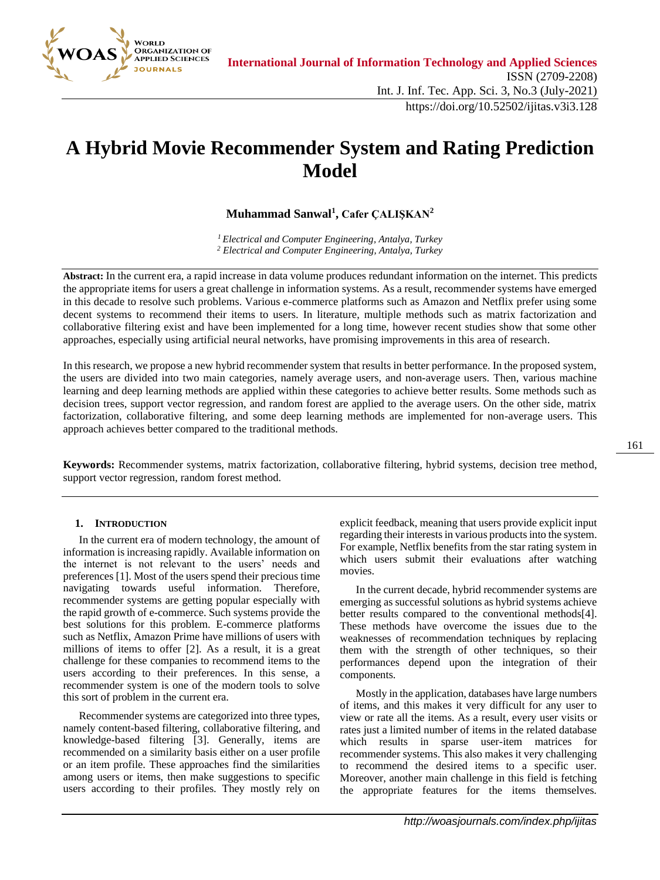# A Hybrid Movie Recommender System and Rating Prediction Model

**Muhammad Sanwal[1], Cafer ÇALIŞKAN[2]**

*[1] Electrical and Computer Engineering, Antalya, Turkey*
*[2] Electrical and Computer Engineering, Antalya, Turkey*

**Abstract:** In the current era, a rapid increase in data volume produces redundant information on the internet. This predicts the appropriate items for users a great challenge in information systems. As a result, recommender systems have emerged in this decade to resolve such problems. Various e-commerce platforms such as Amazon and Netflix prefer using some decent systems to recommend their items to users. In literature, multiple methods such as matrix factorization and collaborative filtering exist and have been implemented for a long time, however recent studies show that some other approaches, especially using artificial neural networks, have promising improvements in this area of research.

In this research, we propose a new hybrid recommender system that results in better performance. In the proposed system, the users are divided into two main categories, namely average users, and non-average users. Then, various machine learning and deep learning methods are applied within these categories to achieve better results. Some methods such as decision trees, support vector regression, and random forest are applied to the average users. On the other side, matrix factorization, collaborative filtering, and some deep learning methods are implemented for non-average users. This approach achieves better compared to the traditional methods.

**Keywords:** Recommender systems, matrix factorization, collaborative filtering, hybrid systems, decision tree method, support vector regression, random forest method.

## 1. Introduction

In the current era of modern technology, the amount of information is increasing rapidly. Available information on the internet is not relevant to the users' needs and preferences [1]. Most of the users spend their precious time navigating towards useful information. Therefore, recommender systems are getting popular especially with the rapid growth of e-commerce. Such systems provide the best solutions for this problem. E-commerce platforms such as Netflix, Amazon Prime have millions of users with millions of items to offer [2]. As a result, it is a great challenge for these companies to recommend items to the users according to their preferences. In this sense, a recommender system is one of the modern tools to solve this sort of problem in the current era.

Recommender systems are categorized into three types, namely content-based filtering, collaborative filtering, and knowledge-based filtering [3]. Generally, items are recommended on a similarity basis either on a user profile or an item profile. These approaches find the similarities among users or items, then make suggestions to specific users according to their profiles. They mostly rely on explicit feedback, meaning that users provide explicit input regarding their interests in various products into the system. For example, Netflix benefits from the star rating system in which users submit their evaluations after watching movies.

In the current decade, hybrid recommender systems are emerging as successful solutions as hybrid systems achieve better results compared to the conventional methods[4]. These methods have overcome the issues due to the weaknesses of recommendation techniques by replacing them with the strength of other techniques, so their performances depend upon the integration of their components.

Mostly in the application, databases have large numbers of items, and this makes it very difficult for any user to view or rate all the items. As a result, every user visits or rates just a limited number of items in the related database which results in sparse user-item matrices for recommender systems. This also makes it very challenging to recommend the desired items to a specific user. Moreover, another main challenge in this field is fetching the appropriate features for the items themselves.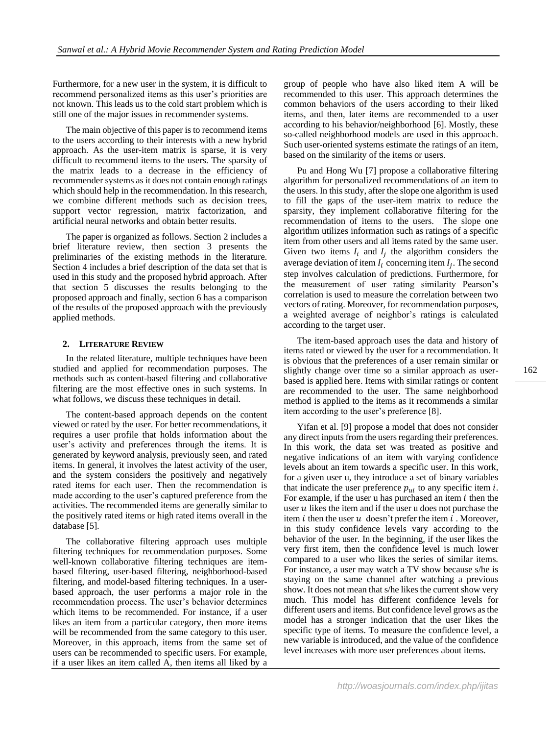Furthermore, for a new user in the system, it is difficult to recommend personalized items as this user's priorities are not known. This leads us to the cold start problem which is still one of the major issues in recommender systems.

The main objective of this paper is to recommend items to the users according to their interests with a new hybrid approach. As the user-item matrix is sparse, it is very difficult to recommend items to the users. The sparsity of the matrix leads to a decrease in the efficiency of recommender systems as it does not contain enough ratings which should help in the recommendation. In this research, we combine different methods such as decision trees, support vector regression, matrix factorization, and artificial neural networks and obtain better results.

The paper is organized as follows. Section 2 includes a brief literature review, then section 3 presents the preliminaries of the existing methods in the literature. Section 4 includes a brief description of the data set that is used in this study and the proposed hybrid approach. After that section 5 discusses the results belonging to the proposed approach and finally, section 6 has a comparison of the results of the proposed approach with the previously applied methods.

## 2. LITERATURE REVIEW

In the related literature, multiple techniques have been studied and applied for recommendation purposes. The methods such as content-based filtering and collaborative filtering are the most effective ones in such systems. In what follows, we discuss these techniques in detail.

The content-based approach depends on the content viewed or rated by the user. For better recommendations, it requires a user profile that holds information about the user's activity and preferences through the items. It is generated by keyword analysis, previously seen, and rated items. In general, it involves the latest activity of the user, and the system considers the positively and negatively rated items for each user. Then the recommendation is made according to the user's captured preference from the activities. The recommended items are generally similar to the positively rated items or high rated items overall in the database [5].

The collaborative filtering approach uses multiple filtering techniques for recommendation purposes. Some well-known collaborative filtering techniques are item-based filtering, user-based filtering, neighborhood-based filtering, and model-based filtering techniques. In a user-based approach, the user performs a major role in the recommendation process. The user's behavior determines which items to be recommended. For instance, if a user likes an item from a particular category, then more items will be recommended from the same category to this user. Moreover, in this approach, items from the same set of users can be recommended to specific users. For example, if a user likes an item called A, then items all liked by a group of people who have also liked item A will be recommended to this user. This approach determines the common behaviors of the users according to their liked items, and then, later items are recommended to a user according to his behavior/neighborhood [6]. Mostly, these so-called neighborhood models are used in this approach. Such user-oriented systems estimate the ratings of an item, based on the similarity of the items or users.

Pu and Hong Wu [7] propose a collaborative filtering algorithm for personalized recommendations of an item to the users. In this study, after the slope one algorithm is used to fill the gaps of the user-item matrix to reduce the sparsity, they implement collaborative filtering for the recommendation of items to the users. The slope one algorithm utilizes information such as ratings of a specific item from other users and all items rated by the same user. Given two items $I_i$ and $I_j$ the algorithm considers the average deviation of item $I_i$ concerning item $I_j$. The second step involves calculation of predictions. Furthermore, for the measurement of user rating similarity Pearson's correlation is used to measure the correlation between two vectors of rating. Moreover, for recommendation purposes, a weighted average of neighbor's ratings is calculated according to the target user.

The item-based approach uses the data and history of items rated or viewed by the user for a recommendation. It is obvious that the preferences of a user remain similar or slightly change over time so a similar approach as user-based is applied here. Items with similar ratings or content are recommended to the user. The same neighborhood method is applied to the items as it recommends a similar item according to the user's preference [8].

Yifan et al. [9] propose a model that does not consider any direct inputs from the users regarding their preferences. In this work, the data set was treated as positive and negative indications of an item with varying confidence levels about an item towards a specific user. In this work, for a given user u, they introduce a set of binary variables that indicate the user preference $p_{ui}$ to any specific item $i$. For example, if the user u has purchased an item $i$ then the user $u$ likes the item and if the user u does not purchase the item $i$ then the user $u$ doesn't prefer the item $i$ . Moreover, in this study confidence levels vary according to the behavior of the user. In the beginning, if the user likes the very first item, then the confidence level is much lower compared to a user who likes the series of similar items. For instance, a user may watch a TV show because s/he is staying on the same channel after watching a previous show. It does not mean that s/he likes the current show very much. This model has different confidence levels for different users and items. But confidence level grows as the model has a stronger indication that the user likes the specific type of items. To measure the confidence level, a new variable is introduced, and the value of the confidence level increases with more user preferences about items.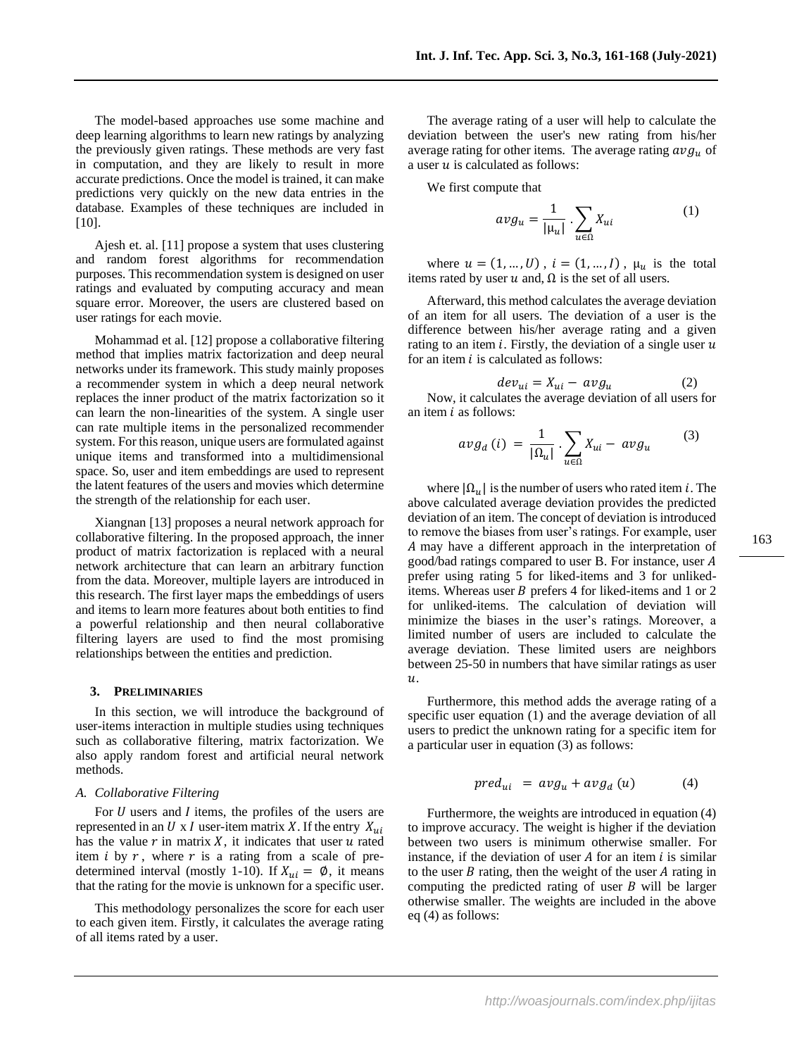The model-based approaches use some machine and deep learning algorithms to learn new ratings by analyzing the previously given ratings. These methods are very fast in computation, and they are likely to result in more accurate predictions. Once the model is trained, it can make predictions very quickly on the new data entries in the database. Examples of these techniques are included in [10].

Ajesh et. al. [11] propose a system that uses clustering and random forest algorithms for recommendation purposes. This recommendation system is designed on user ratings and evaluated by computing accuracy and mean square error. Moreover, the users are clustered based on user ratings for each movie.

Mohammad et al. [12] propose a collaborative filtering method that implies matrix factorization and deep neural networks under its framework. This study mainly proposes a recommender system in which a deep neural network replaces the inner product of the matrix factorization so it can learn the non-linearities of the system. A single user can rate multiple items in the personalized recommender system. For this reason, unique users are formulated against unique items and transformed into a multidimensional space. So, user and item embeddings are used to represent the latent features of the users and movies which determine the strength of the relationship for each user.

Xiangnan [13] proposes a neural network approach for collaborative filtering. In the proposed approach, the inner product of matrix factorization is replaced with a neural network architecture that can learn an arbitrary function from the data. Moreover, multiple layers are introduced in this research. The first layer maps the embeddings of users and items to learn more features about both entities to find a powerful relationship and then neural collaborative filtering layers are used to find the most promising relationships between the entities and prediction.

## 3. PRELIMINARIES

In this section, we will introduce the background of user-items interaction in multiple studies using techniques such as collaborative filtering, matrix factorization. We also apply random forest and artificial neural network methods.

### A. Collaborative Filtering

For $U$ users and $I$ items, the profiles of the users are represented in an $U$ x $I$ user-item matrix $X$. If the entry $X_{ui}$ has the value $r$ in matrix $X$, it indicates that user $u$ rated item $i$ by $r$, where $r$ is a rating from a scale of pre-determined interval (mostly 1-10). If $X_{ui} = \emptyset$, it means that the rating for the movie is unknown for a specific user.

This methodology personalizes the score for each user to each given item. Firstly, it calculates the average rating of all items rated by a user.

The average rating of a user will help to calculate the deviation between the user's new rating from his/her average rating for other items. The average rating $avg_u$ of a user $u$ is calculated as follows:

We first compute that

$$avg_u = \frac{1}{|\mu_u|} \cdot \sum_{u \in \Omega} X_{ui} \quad (1)$$

where $u = (1, \ldots, U)$, $i = (1, \ldots, I)$, $\mu_u$ is the total items rated by user $u$ and, $\Omega$ is the set of all users.

Afterward, this method calculates the average deviation of an item for all users. The deviation of a user is the difference between his/her average rating and a given rating to an item $i$. Firstly, the deviation of a single user $u$ for an item $i$ is calculated as follows:

$$dev_{ui} = X_{ui} - avg_u \quad (2)$$

Now, it calculates the average deviation of all users for an item $i$ as follows:

$$avg_d\,(i) = \frac{1}{|\Omega_u|} \cdot \sum_{u \in \Omega} X_{ui} - avg_u \quad (3)$$

where $|\Omega_u|$ is the number of users who rated item $i$. The above calculated average deviation provides the predicted deviation of an item. The concept of deviation is introduced to remove the biases from user's ratings. For example, user $A$ may have a different approach in the interpretation of good/bad ratings compared to user B. For instance, user $A$ prefer using rating 5 for liked-items and 3 for unliked-items. Whereas user $B$ prefers 4 for liked-items and 1 or 2 for unliked-items. The calculation of deviation will minimize the biases in the user's ratings. Moreover, a limited number of users are included to calculate the average deviation. These limited users are neighbors between 25-50 in numbers that have similar ratings as user $u$.

Furthermore, this method adds the average rating of a specific user equation (1) and the average deviation of all users to predict the unknown rating for a specific item for a particular user in equation (3) as follows:

$$pred_{ui} = avg_u + avg_d\,(u) \quad (4)$$

Furthermore, the weights are introduced in equation (4) to improve accuracy. The weight is higher if the deviation between two users is minimum otherwise smaller. For instance, if the deviation of user $A$ for an item $i$ is similar to the user $B$ rating, then the weight of the user $A$ rating in computing the predicted rating of user $B$ will be larger otherwise smaller. The weights are included in the above eq (4) as follows: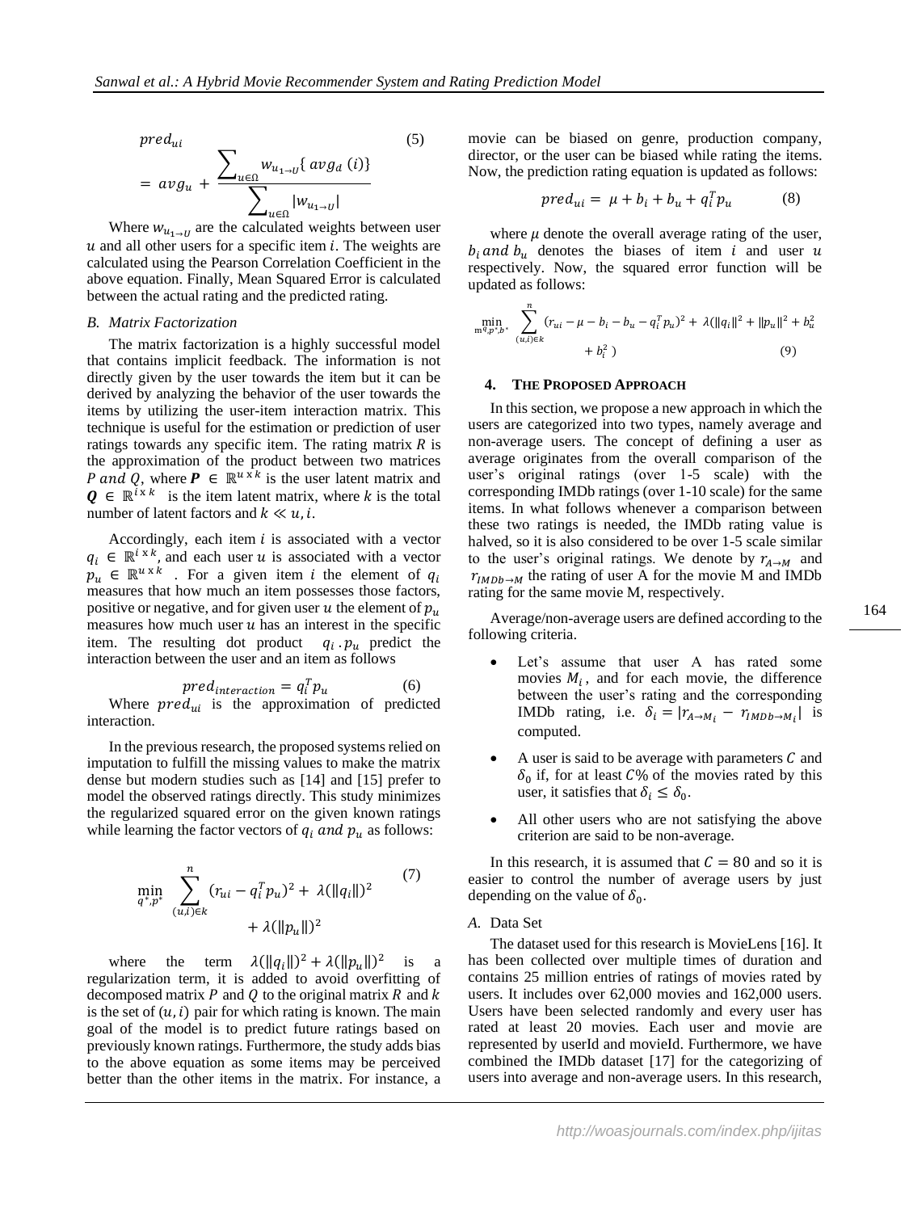$$pred_{ui} = avg_u + \frac{\sum_{u\in\Omega} w_{u_{1\to U}}\{ avg_d\ (i)\}}{\sum_{u\in\Omega} |w_{u_{1\to U}}|} \quad (5)$$

Where $w_{u_{1\to U}}$ are the calculated weights between user $u$ and all other users for a specific item $i$. The weights are calculated using the Pearson Correlation Coefficient in the above equation. Finally, Mean Squared Error is calculated between the actual rating and the predicted rating.

### *B. Matrix Factorization*

The matrix factorization is a highly successful model that contains implicit feedback. The information is not directly given by the user towards the item but it can be derived by analyzing the behavior of the user towards the items by utilizing the user-item interaction matrix. This technique is useful for the estimation or prediction of user ratings towards any specific item. The rating matrix $R$ is the approximation of the product between two matrices $P\ and\ Q$, where $\boldsymbol{P} \in \mathbb{R}^{u\times k}$ is the user latent matrix and $\boldsymbol{Q} \in \mathbb{R}^{i\times k}$ is the item latent matrix, where $k$ is the total number of latent factors and $k \ll u, i$.

Accordingly, each item $i$ is associated with a vector $q_i \in \mathbb{R}^{i\times k}$, and each user $u$ is associated with a vector $p_u \in \mathbb{R}^{u\times k}$ . For a given item $i$ the element of $q_i$ measures that how much an item possesses those factors, positive or negative, and for given user $u$ the element of $p_u$ measures how much user $u$ has an interest in the specific item. The resulting dot product $q_i . p_u$ predict the interaction between the user and an item as follows

$$pred_{interaction} = q_i^T p_u \quad (6)$$

Where $pred_{ui}$ is the approximation of predicted interaction.

In the previous research, the proposed systems relied on imputation to fulfill the missing values to make the matrix dense but modern studies such as [14] and [15] prefer to model the observed ratings directly. This study minimizes the regularized squared error on the given known ratings while learning the factor vectors of $q_i\ and\ p_u$ as follows:

$$\min_{q^*,p^*} \sum_{(u,i)\in k}^{n} (r_{ui} - q_i^T p_u)^2 + \lambda(\|q_i\|)^2 + \lambda(\|p_u\|)^2 \quad (7)$$

where the term $\lambda(\|q_i\|)^2 + \lambda(\|p_u\|)^2$ is a regularization term, it is added to avoid overfitting of decomposed matrix $P$ and $Q$ to the original matrix $R$ and $k$ is the set of $(u, i)$ pair for which rating is known. The main goal of the model is to predict future ratings based on previously known ratings. Furthermore, the study adds bias to the above equation as some items may be perceived better than the other items in the matrix. For instance, a movie can be biased on genre, production company, director, or the user can be biased while rating the items. Now, the prediction rating equation is updated as follows:

$$pred_{ui} = \mu + b_i + b_u + q_i^T p_u \quad (8)$$

where $\mu$ denote the overall average rating of the user, $b_i\ and\ b_u$ denotes the biases of item $i$ and user $u$ respectively. Now, the squared error function will be updated as follows:

$$\min_{q^*,p^*,b^*} \sum_{(u,i)\in k}^{n} (r_{ui} - \mu - b_i - b_u - q_i^T p_u)^2 + \lambda(\|q_i\|^2 + \|p_u\|^2 + b_u^2 + b_i^2) \quad (9)$$

## 4. THE PROPOSED APPROACH

In this section, we propose a new approach in which the users are categorized into two types, namely average and non-average users. The concept of defining a user as average originates from the overall comparison of the user's original ratings (over 1-5 scale) with the corresponding IMDb ratings (over 1-10 scale) for the same items. In what follows whenever a comparison between these two ratings is needed, the IMDb rating value is halved, so it is also considered to be over 1-5 scale similar to the user's original ratings. We denote by $r_{A\to M}$ and $r_{IMDb\to M}$ the rating of user A for the movie M and IMDb rating for the same movie M, respectively.

Average/non-average users are defined according to the following criteria.

- Let's assume that user A has rated some movies $M_i$, and for each movie, the difference between the user's rating and the corresponding IMDb rating, i.e. $\delta_i = |r_{A\to M_i} - r_{IMDb\to M_i}|$ is computed.
- A user is said to be average with parameters $C$ and $\delta_0$ if, for at least $C$% of the movies rated by this user, it satisfies that $\delta_i \leq \delta_0$.
- All other users who are not satisfying the above criterion are said to be non-average.

In this research, it is assumed that $C = 80$ and so it is easier to control the number of average users by just depending on the value of $\delta_0$.

### *A.* Data Set

The dataset used for this research is MovieLens [16]. It has been collected over multiple times of duration and contains 25 million entries of ratings of movies rated by users. It includes over 62,000 movies and 162,000 users. Users have been selected randomly and every user has rated at least 20 movies. Each user and movie are represented by userId and movieId. Furthermore, we have combined the IMDb dataset [17] for the categorizing of users into average and non-average users. In this research,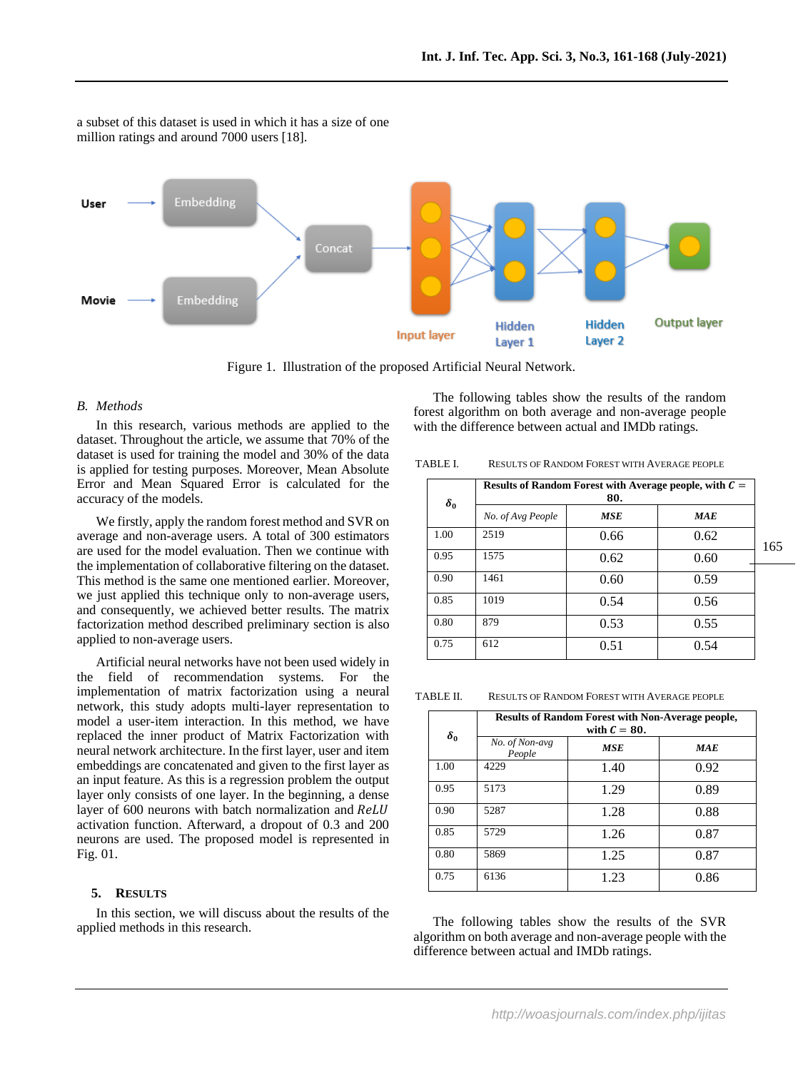a subset of this dataset is used in which it has a size of one million ratings and around 7000 users [18].

Figure 1. Illustration of the proposed Artificial Neural Network.

### B. Methods

In this research, various methods are applied to the dataset. Throughout the article, we assume that 70% of the dataset is used for training the model and 30% of the data is applied for testing purposes. Moreover, Mean Absolute Error and Mean Squared Error is calculated for the accuracy of the models.

We firstly, apply the random forest method and SVR on average and non-average users. A total of 300 estimators are used for the model evaluation. Then we continue with the implementation of collaborative filtering on the dataset. This method is the same one mentioned earlier. Moreover, we just applied this technique only to non-average users, and consequently, we achieved better results. The matrix factorization method described preliminary section is also applied to non-average users.

Artificial neural networks have not been used widely in the field of recommendation systems. For the implementation of matrix factorization using a neural network, this study adopts multi-layer representation to model a user-item interaction. In this method, we have replaced the inner product of Matrix Factorization with neural network architecture. In the first layer, user and item embeddings are concatenated and given to the first layer as an input feature. As this is a regression problem the output layer only consists of one layer. In the beginning, a dense layer of 600 neurons with batch normalization and *ReLU* activation function. Afterward, a dropout of 0.3 and 200 neurons are used. The proposed model is represented in Fig. 01.

## 5. Results

In this section, we will discuss about the results of the applied methods in this research.

The following tables show the results of the random forest algorithm on both average and non-average people with the difference between actual and IMDb ratings.

TABLE I. Results of Random Forest with Average People

| $\delta_0$ | Results of Random Forest with Average people, with $C = 80$. | | |
|---|---|---|---|
| | *No. of Avg People* | ***MSE*** | ***MAE*** |
| 1.00 | 2519 | 0.66 | 0.62 |
| 0.95 | 1575 | 0.62 | 0.60 |
| 0.90 | 1461 | 0.60 | 0.59 |
| 0.85 | 1019 | 0.54 | 0.56 |
| 0.80 | 879 | 0.53 | 0.55 |
| 0.75 | 612 | 0.51 | 0.54 |

TABLE II. Results of Random Forest with Average People

| $\delta_0$ | Results of Random Forest with Non-Average people, with $C = 80$. | | |
|---|---|---|---|
| | *No. of Non-avg People* | ***MSE*** | ***MAE*** |
| 1.00 | 4229 | 1.40 | 0.92 |
| 0.95 | 5173 | 1.29 | 0.89 |
| 0.90 | 5287 | 1.28 | 0.88 |
| 0.85 | 5729 | 1.26 | 0.87 |
| 0.80 | 5869 | 1.25 | 0.87 |
| 0.75 | 6136 | 1.23 | 0.86 |

The following tables show the results of the SVR algorithm on both average and non-average people with the difference between actual and IMDb ratings.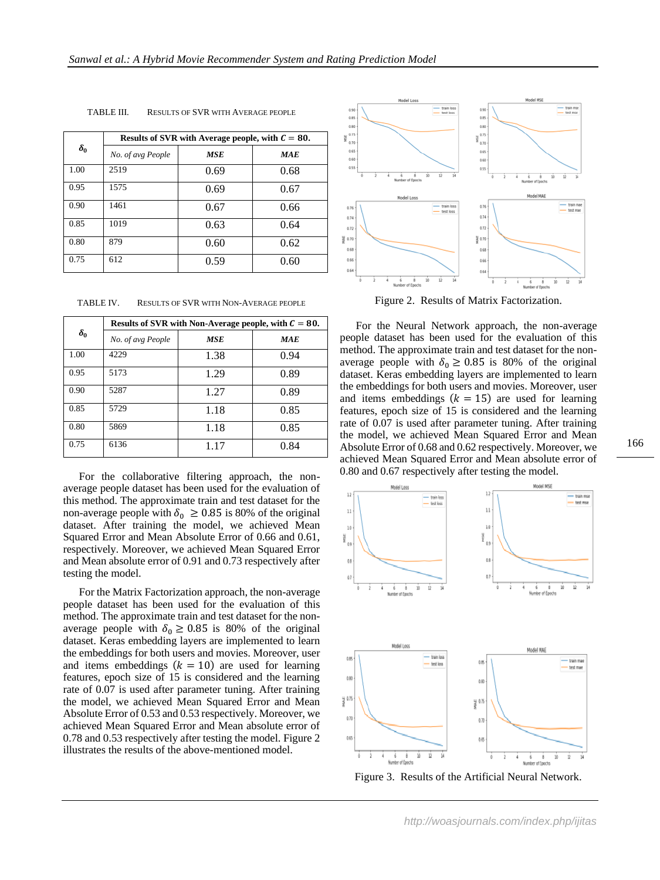TABLE III. RESULTS OF SVR WITH AVERAGE PEOPLE

| $\delta_0$ | Results of SVR with Average people, with $C = 80$. | | |
|---|---|---|---|
| | *No. of avg People* | ***MSE*** | ***MAE*** |
| 1.00 | 2519 | 0.69 | 0.68 |
| 0.95 | 1575 | 0.69 | 0.67 |
| 0.90 | 1461 | 0.67 | 0.66 |
| 0.85 | 1019 | 0.63 | 0.64 |
| 0.80 | 879 | 0.60 | 0.62 |
| 0.75 | 612 | 0.59 | 0.60 |

TABLE IV. RESULTS OF SVR WITH NON-AVERAGE PEOPLE

| $\delta_0$ | Results of SVR with Non-Average people, with $C = 80$. | | |
|---|---|---|---|
| | *No. of avg People* | ***MSE*** | ***MAE*** |
| 1.00 | 4229 | 1.38 | 0.94 |
| 0.95 | 5173 | 1.29 | 0.89 |
| 0.90 | 5287 | 1.27 | 0.89 |
| 0.85 | 5729 | 1.18 | 0.85 |
| 0.80 | 5869 | 1.18 | 0.85 |
| 0.75 | 6136 | 1.17 | 0.84 |

For the collaborative filtering approach, the non-average people dataset has been used for the evaluation of this method. The approximate train and test dataset for the non-average people with $\delta_0 \geq 0.85$ is 80% of the original dataset. After training the model, we achieved Mean Squared Error and Mean Absolute Error of 0.66 and 0.61, respectively. Moreover, we achieved Mean Squared Error and Mean absolute error of 0.91 and 0.73 respectively after testing the model.

For the Matrix Factorization approach, the non-average people dataset has been used for the evaluation of this method. The approximate train and test dataset for the non-average people with $\delta_0 \geq 0.85$ is 80% of the original dataset. Keras embedding layers are implemented to learn the embeddings for both users and movies. Moreover, user and items embeddings ($k = 10$) are used for learning features, epoch size of 15 is considered and the learning rate of 0.07 is used after parameter tuning. After training the model, we achieved Mean Squared Error and Mean Absolute Error of 0.53 and 0.53 respectively. Moreover, we achieved Mean Squared Error and Mean absolute error of 0.78 and 0.53 respectively after testing the model. Figure 2 illustrates the results of the above-mentioned model.

Figure 2. Results of Matrix Factorization.

For the Neural Network approach, the non-average people dataset has been used for the evaluation of this method. The approximate train and test dataset for the non-average people with $\delta_0 \geq 0.85$ is 80% of the original dataset. Keras embedding layers are implemented to learn the embeddings for both users and movies. Moreover, user and items embeddings ($k = 15$) are used for learning features, epoch size of 15 is considered and the learning rate of 0.07 is used after parameter tuning. After training the model, we achieved Mean Squared Error and Mean Absolute Error of 0.68 and 0.62 respectively. Moreover, we achieved Mean Squared Error and Mean absolute error of 0.80 and 0.67 respectively after testing the model.

Figure 3. Results of the Artificial Neural Network.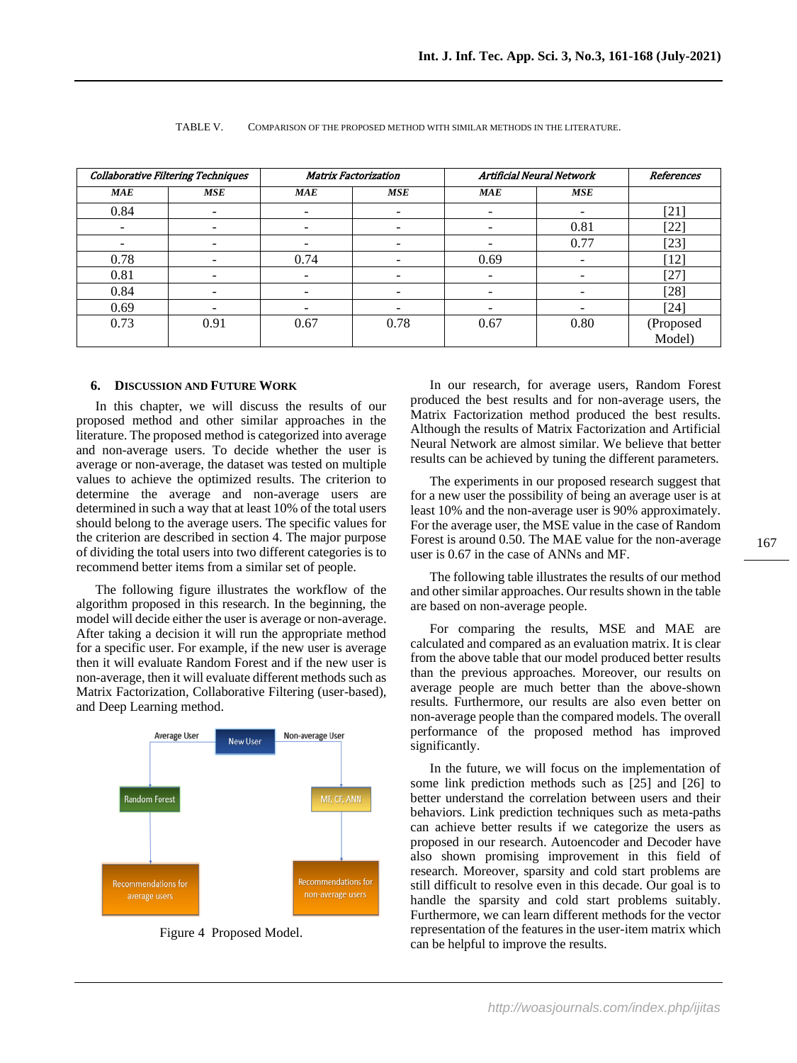TABLE V. COMPARISON OF THE PROPOSED METHOD WITH SIMILAR METHODS IN THE LITERATURE.

| *Collaborative Filtering Techniques* | | *Matrix Factorization* | | *Artificial Neural Network* | | *References* |
|---|---|---|---|---|---|---|
| ***MAE*** | ***MSE*** | ***MAE*** | ***MSE*** | ***MAE*** | ***MSE*** | |
| 0.84 | - | - | - | - | - | [21] |
| - | - | - | - | - | 0.81 | [22] |
| - | - | - | - | - | 0.77 | [23] |
| 0.78 | - | 0.74 | - | 0.69 | - | [12] |
| 0.81 | - | - | - | - | - | [27] |
| 0.84 | - | - | - | - | - | [28] |
| 0.69 | - | - | - | - | - | [24] |
| 0.73 | 0.91 | 0.67 | 0.78 | 0.67 | 0.80 | (Proposed Model) |

## 6. DISCUSSION AND FUTURE WORK

In this chapter, we will discuss the results of our proposed method and other similar approaches in the literature. The proposed method is categorized into average and non-average users. To decide whether the user is average or non-average, the dataset was tested on multiple values to achieve the optimized results. The criterion to determine the average and non-average users are determined in such a way that at least 10% of the total users should belong to the average users. The specific values for the criterion are described in section 4. The major purpose of dividing the total users into two different categories is to recommend better items from a similar set of people.

The following figure illustrates the workflow of the algorithm proposed in this research. In the beginning, the model will decide either the user is average or non-average. After taking a decision it will run the appropriate method for a specific user. For example, if the new user is average then it will evaluate Random Forest and if the new user is non-average, then it will evaluate different methods such as Matrix Factorization, Collaborative Filtering (user-based), and Deep Learning method.

Figure 4 Proposed Model.

In our research, for average users, Random Forest produced the best results and for non-average users, the Matrix Factorization method produced the best results. Although the results of Matrix Factorization and Artificial Neural Network are almost similar. We believe that better results can be achieved by tuning the different parameters.

The experiments in our proposed research suggest that for a new user the possibility of being an average user is at least 10% and the non-average user is 90% approximately. For the average user, the MSE value in the case of Random Forest is around 0.50. The MAE value for the non-average user is 0.67 in the case of ANNs and MF.

The following table illustrates the results of our method and other similar approaches. Our results shown in the table are based on non-average people.

For comparing the results, MSE and MAE are calculated and compared as an evaluation matrix. It is clear from the above table that our model produced better results than the previous approaches. Moreover, our results on average people are much better than the above-shown results. Furthermore, our results are also even better on non-average people than the compared models. The overall performance of the proposed method has improved significantly.

In the future, we will focus on the implementation of some link prediction methods such as [25] and [26] to better understand the correlation between users and their behaviors. Link prediction techniques such as meta-paths can achieve better results if we categorize the users as proposed in our research. Autoencoder and Decoder have also shown promising improvement in this field of research. Moreover, sparsity and cold start problems are still difficult to resolve even in this decade. Our goal is to handle the sparsity and cold start problems suitably. Furthermore, we can learn different methods for the vector representation of the features in the user-item matrix which can be helpful to improve the results.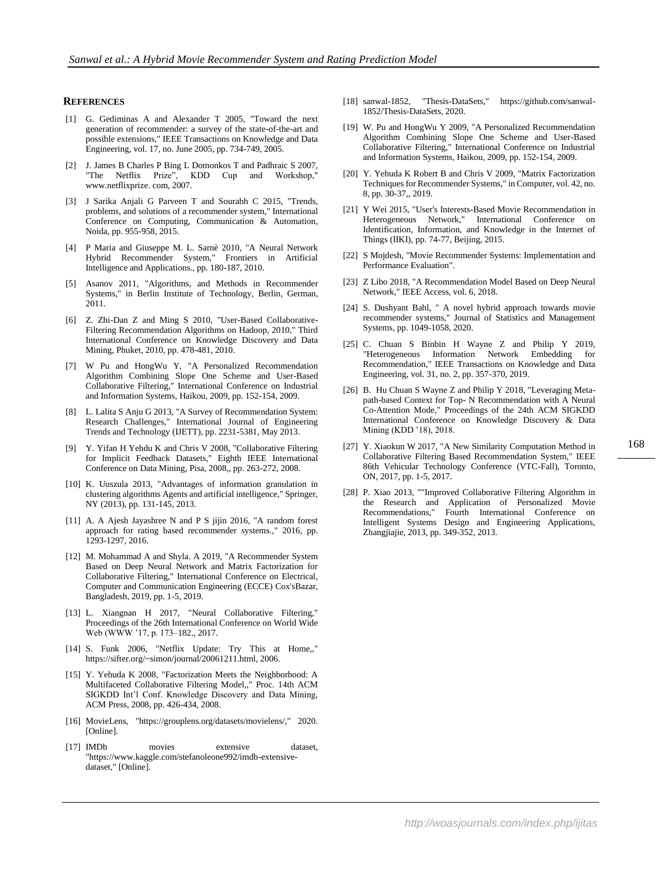## REFERENCES

[1] G. Gediminas A and Alexander T 2005, "Toward the next generation of recommender: a survey of the state-of-the-art and possible extensions," IEEE Transactions on Knowledge and Data Engineering, vol. 17, no. June 2005, pp. 734-749, 2005.

[2] J. James B Charles P Bing L Domonkos T and Padhraic S 2007, "The Netflix Prize", KDD Cup and Workshop," www.netflixprize. com, 2007.

[3] J Sarika Anjali G Parveen T and Sourabh C 2015, "Trends, problems, and solutions of a recommender system," International Conference on Computing, Communication & Automation, Noida, pp. 955-958, 2015.

[4] P Maria and Giuseppe M. L. Sarnè 2010, "A Neural Network Hybrid Recommender System," Frontiers in Artificial Intelligence and Applications., pp. 180-187, 2010.

[5] Asanov 2011, "Algorithms, and Methods in Recommender Systems," in Berlin Institute of Technology, Berlin, German, 2011.

[6] Z. Zhi-Dan Z and Ming S 2010, "User-Based Collaborative-Filtering Recommendation Algorithms on Hadoop, 2010," Third International Conference on Knowledge Discovery and Data Mining, Phuket, 2010, pp. 478-481, 2010.

[7] W Pu and HongWu Y, "A Personalized Recommendation Algorithm Combining Slope One Scheme and User-Based Collaborative Filtering," International Conference on Industrial and Information Systems, Haikou, 2009, pp. 152-154, 2009.

[8] L. Lalita S Anju G 2013, "A Survey of Recommendation System: Research Challenges," International Journal of Engineering Trends and Technology (IJETT), pp. 2231-5381, May 2013.

[9] Y. Yifan H Yehdu K and Chris V 2008, "Collaborative Filtering for Implicit Feedback Datasets," Eighth IEEE International Conference on Data Mining, Pisa, 2008,, pp. 263-272, 2008.

[10] K. Uuszula 2013, "Advantages of information granulation in clustering algorithms Agents and artificial intelligence," Springer, NY (2013), pp. 131-145, 2013.

[11] A. A Ajesh Jayashree N and P S jijin 2016, "A random forest approach for rating based recommender systems.," 2016, pp. 1293-1297, 2016.

[12] M. Mohammad A and Shyla. A 2019, "A Recommender System Based on Deep Neural Network and Matrix Factorization for Collaborative Filtering," International Conference on Electrical, Computer and Communication Engineering (ECCE) Cox'sBazar, Bangladesh, 2019, pp. 1-5, 2019.

[13] L. Xiangnan H 2017, "Neural Collaborative Filtering," Proceedings of the 26th International Conference on World Wide Web (WWW '17, p. 173–182., 2017.

[14] S. Funk 2006, "Netflix Update: Try This at Home,," https://sifter.org/~simon/journal/20061211.html, 2006.

[15] Y. Yehuda K 2008, "Factorization Meets the Neighborhood: A Multifaceted Collaborative Filtering Model,," Proc. 14th ACM SIGKDD Int'l Conf. Knowledge Discovery and Data Mining, ACM Press, 2008, pp. 426-434, 2008.

[16] MovieLens, "https://grouplens.org/datasets/movielens/," 2020. [Online].

[17] IMDb movies extensive dataset, "https://www.kaggle.com/stefanoleone992/imdb-extensive-dataset," [Online].

[18] sanwal-1852, "Thesis-DataSets," https://github.com/sanwal-1852/Thesis-DataSets, 2020.

[19] W. Pu and HongWu Y 2009, "A Personalized Recommendation Algorithm Combining Slope One Scheme and User-Based Collaborative Filtering," International Conference on Industrial and Information Systems, Haikou, 2009, pp. 152-154, 2009.

[20] Y. Yehuda K Robert B and Chris V 2009, "Matrix Factorization Techniques for Recommender Systems," in Computer, vol. 42, no. 8, pp. 30-37,, 2019.

[21] Y Wei 2015, "User's Interests-Based Movie Recommendation in Heterogeneous Network," International Conference on Identification, Information, and Knowledge in the Internet of Things (IIKI), pp. 74-77, Beijing, 2015.

[22] S Mojdesh, "Movie Recommender Systems: Implementation and Performance Evaluation".

[23] Z Libo 2018, "A Recommendation Model Based on Deep Neural Network," IEEE Access, vol. 6, 2018.

[24] S. Dushyant Bahl, " A novel hybrid approach towards movie recommender systems," Journal of Statistics and Management Systems, pp. 1049-1058, 2020.

[25] C. Chuan S Binbin H Wayne Z and Philip Y 2019, "Heterogeneous Information Network Embedding for Recommendation," IEEE Transactions on Knowledge and Data Engineering, vol. 31, no. 2, pp. 357-370, 2019.

[26] B. Hu Chuan S Wayne Z and Philip Y 2018, "Leveraging Meta-path-based Context for Top- N Recommendation with A Neural Co-Attention Mode," Proceedings of the 24th ACM SIGKDD International Conference on Knowledge Discovery & Data Mining (KDD '18), 2018.

[27] Y. Xiaokun W 2017, "A New Similarity Computation Method in Collaborative Filtering Based Recommendation System," IEEE 86th Vehicular Technology Conference (VTC-Fall), Toronto, ON, 2017, pp. 1-5, 2017.

[28] P. Xiao 2013, ""Improved Collaborative Filtering Algorithm in the Research and Application of Personalized Movie Recommendations," Fourth International Conference on Intelligent Systems Design and Engineering Applications, Zhangjiajie, 2013, pp. 349-352, 2013.